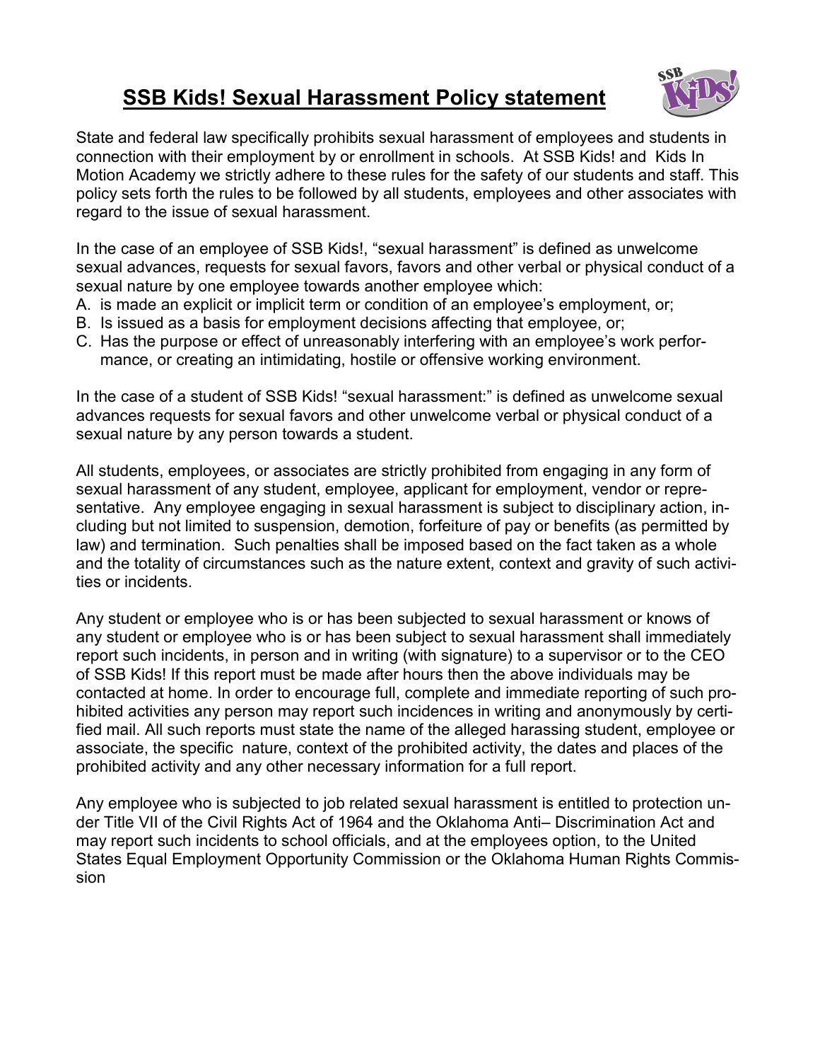# SSB Kids! Sexual Harassment Policy statement

State and federal law specifically prohibits sexual harassment of employees and students in connection with their employment by or enrollment in schools. At SSB Kids! and Kids In Motion Academy we strictly adhere to these rules for the safety of our students and staff. This policy sets forth the rules to be followed by all students, employees and other associates with regard to the issue of sexual harassment.

In the case of an employee of SSB Kids!, "sexual harassment" is defined as unwelcome sexual advances, requests for sexual favors, favors and other verbal or physical conduct of a sexual nature by one employee towards another employee which:

A. is made an explicit or implicit term or condition of an employee's employment, or;
B. Is issued as a basis for employment decisions affecting that employee, or;
C. Has the purpose or effect of unreasonably interfering with an employee's work performance, or creating an intimidating, hostile or offensive working environment.

In the case of a student of SSB Kids! "sexual harassment:" is defined as unwelcome sexual advances requests for sexual favors and other unwelcome verbal or physical conduct of a sexual nature by any person towards a student.

All students, employees, or associates are strictly prohibited from engaging in any form of sexual harassment of any student, employee, applicant for employment, vendor or representative. Any employee engaging in sexual harassment is subject to disciplinary action, including but not limited to suspension, demotion, forfeiture of pay or benefits (as permitted by law) and termination. Such penalties shall be imposed based on the fact taken as a whole and the totality of circumstances such as the nature extent, context and gravity of such activities or incidents.

Any student or employee who is or has been subjected to sexual harassment or knows of any student or employee who is or has been subject to sexual harassment shall immediately report such incidents, in person and in writing (with signature) to a supervisor or to the CEO of SSB Kids! If this report must be made after hours then the above individuals may be contacted at home. In order to encourage full, complete and immediate reporting of such prohibited activities any person may report such incidences in writing and anonymously by certified mail. All such reports must state the name of the alleged harassing student, employee or associate, the specific nature, context of the prohibited activity, the dates and places of the prohibited activity and any other necessary information for a full report.

Any employee who is subjected to job related sexual harassment is entitled to protection under Title VII of the Civil Rights Act of 1964 and the Oklahoma Anti– Discrimination Act and may report such incidents to school officials, and at the employees option, to the United States Equal Employment Opportunity Commission or the Oklahoma Human Rights Commission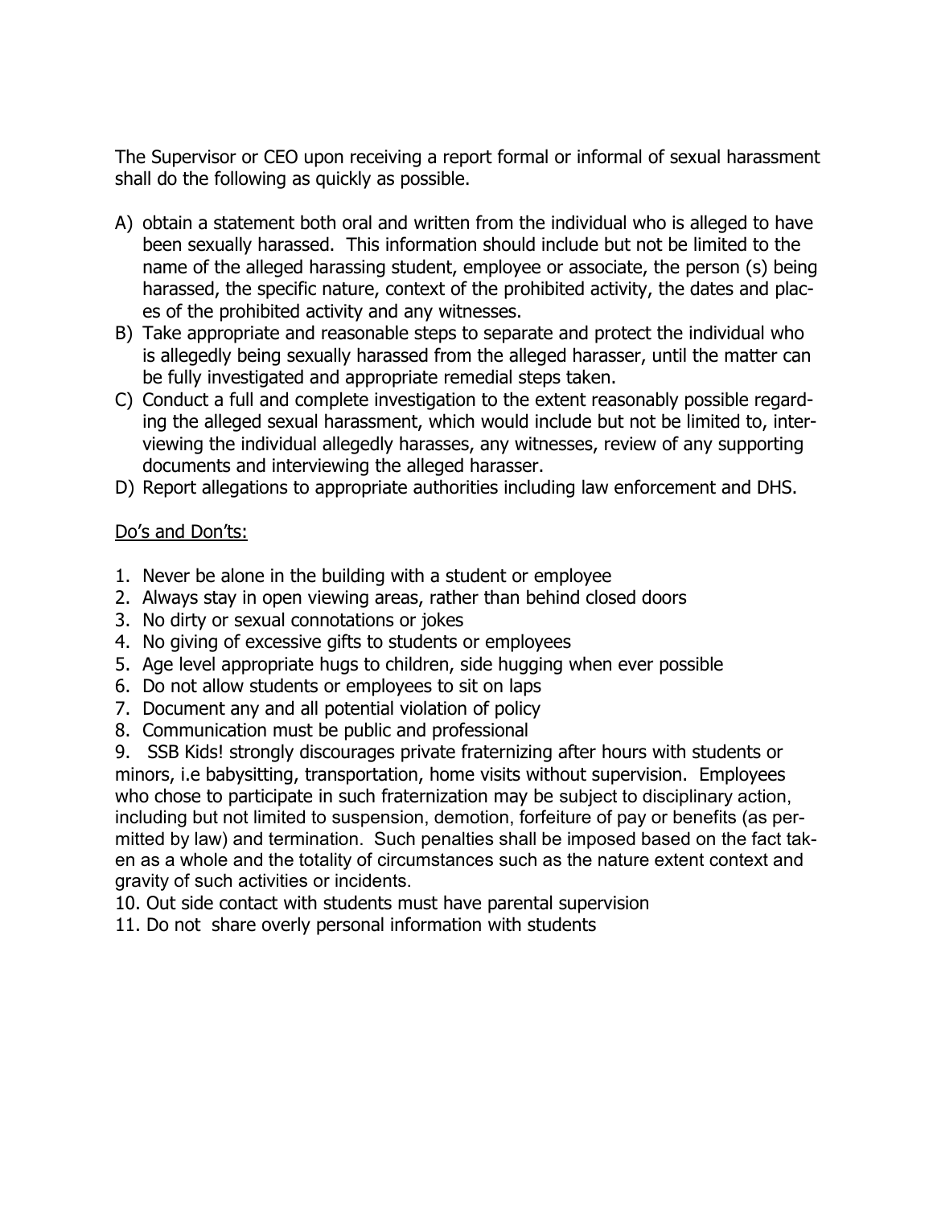The Supervisor or CEO upon receiving a report formal or informal of sexual harassment shall do the following as quickly as possible.

A) obtain a statement both oral and written from the individual who is alleged to have been sexually harassed. This information should include but not be limited to the name of the alleged harassing student, employee or associate, the person (s) being harassed, the specific nature, context of the prohibited activity, the dates and places of the prohibited activity and any witnesses.
B) Take appropriate and reasonable steps to separate and protect the individual who is allegedly being sexually harassed from the alleged harasser, until the matter can be fully investigated and appropriate remedial steps taken.
C) Conduct a full and complete investigation to the extent reasonably possible regarding the alleged sexual harassment, which would include but not be limited to, interviewing the individual allegedly harasses, any witnesses, review of any supporting documents and interviewing the alleged harasser.
D) Report allegations to appropriate authorities including law enforcement and DHS.

<u>Do's and Don'ts:</u>

1. Never be alone in the building with a student or employee
2. Always stay in open viewing areas, rather than behind closed doors
3. No dirty or sexual connotations or jokes
4. No giving of excessive gifts to students or employees
5. Age level appropriate hugs to children, side hugging when ever possible
6. Do not allow students or employees to sit on laps
7. Document any and all potential violation of policy
8. Communication must be public and professional
9. SSB Kids! strongly discourages private fraternizing after hours with students or minors, i.e babysitting, transportation, home visits without supervision. Employees who chose to participate in such fraternization may be subject to disciplinary action, including but not limited to suspension, demotion, forfeiture of pay or benefits (as permitted by law) and termination. Such penalties shall be imposed based on the fact taken as a whole and the totality of circumstances such as the nature extent context and gravity of such activities or incidents.
10. Out side contact with students must have parental supervision
11. Do not share overly personal information with students